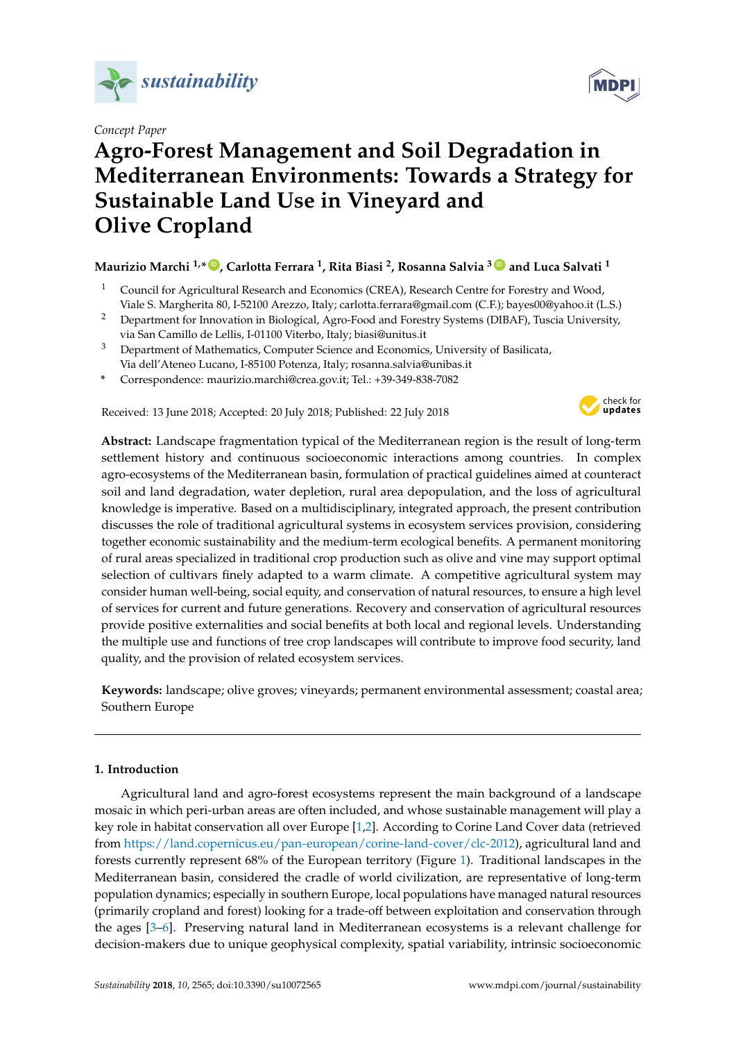*Concept Paper*

# Agro-Forest Management and Soil Degradation in Mediterranean Environments: Towards a Strategy for Sustainable Land Use in Vineyard and Olive Cropland

**Maurizio Marchi [1,*], Carlotta Ferrara [1], Rita Biasi [2], Rosanna Salvia [3] and Luca Salvati [1]**

[1] Council for Agricultural Research and Economics (CREA), Research Centre for Forestry and Wood, Viale S. Margherita 80, I-52100 Arezzo, Italy; carlotta.ferrara@gmail.com (C.F.); bayes00@yahoo.it (L.S.)

[2] Department for Innovation in Biological, Agro-Food and Forestry Systems (DIBAF), Tuscia University, via San Camillo de Lellis, I-01100 Viterbo, Italy; biasi@unitus.it

[3] Department of Mathematics, Computer Science and Economics, University of Basilicata, Via dell'Ateneo Lucano, I-85100 Potenza, Italy; rosanna.salvia@unibas.it

\* Correspondence: maurizio.marchi@crea.gov.it; Tel.: +39-349-838-7082

Received: 13 June 2018; Accepted: 20 July 2018; Published: 22 July 2018

**Abstract:** Landscape fragmentation typical of the Mediterranean region is the result of long-term settlement history and continuous socioeconomic interactions among countries. In complex agro-ecosystems of the Mediterranean basin, formulation of practical guidelines aimed at counteract soil and land degradation, water depletion, rural area depopulation, and the loss of agricultural knowledge is imperative. Based on a multidisciplinary, integrated approach, the present contribution discusses the role of traditional agricultural systems in ecosystem services provision, considering together economic sustainability and the medium-term ecological benefits. A permanent monitoring of rural areas specialized in traditional crop production such as olive and vine may support optimal selection of cultivars finely adapted to a warm climate. A competitive agricultural system may consider human well-being, social equity, and conservation of natural resources, to ensure a high level of services for current and future generations. Recovery and conservation of agricultural resources provide positive externalities and social benefits at both local and regional levels. Understanding the multiple use and functions of tree crop landscapes will contribute to improve food security, land quality, and the provision of related ecosystem services.

**Keywords:** landscape; olive groves; vineyards; permanent environmental assessment; coastal area; Southern Europe

## 1. Introduction

Agricultural land and agro-forest ecosystems represent the main background of a landscape mosaic in which peri-urban areas are often included, and whose sustainable management will play a key role in habitat conservation all over Europe [1,2]. According to Corine Land Cover data (retrieved from https://land.copernicus.eu/pan-european/corine-land-cover/clc-2012), agricultural land and forests currently represent 68% of the European territory (Figure 1). Traditional landscapes in the Mediterranean basin, considered the cradle of world civilization, are representative of long-term population dynamics; especially in southern Europe, local populations have managed natural resources (primarily cropland and forest) looking for a trade-off between exploitation and conservation through the ages [3–6]. Preserving natural land in Mediterranean ecosystems is a relevant challenge for decision-makers due to unique geophysical complexity, spatial variability, intrinsic socioeconomic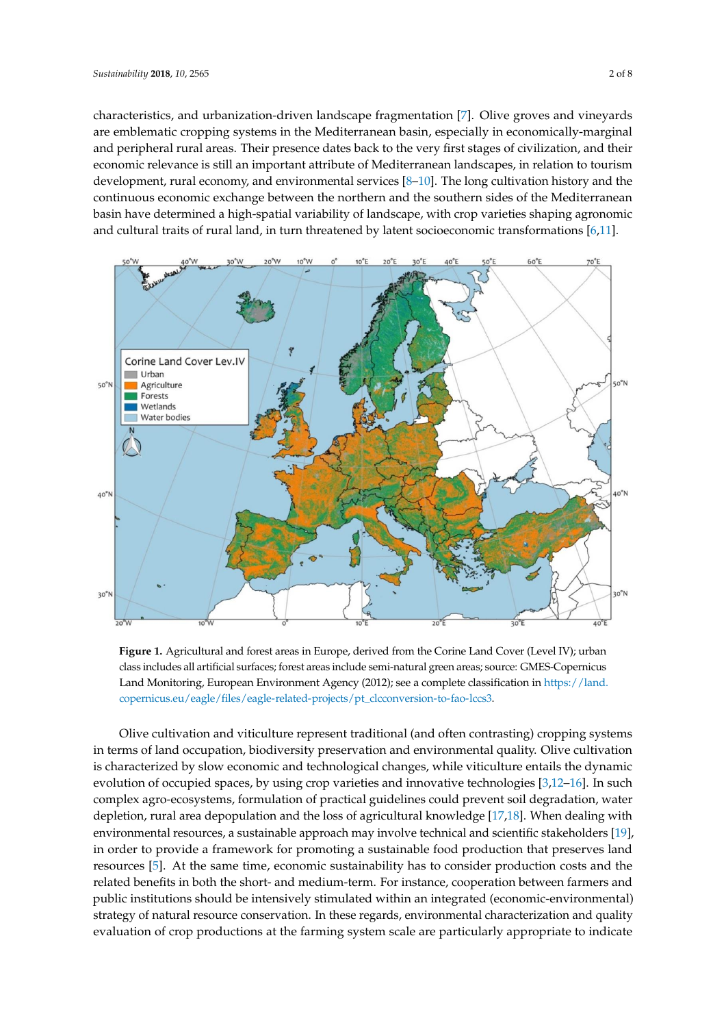characteristics, and urbanization-driven landscape fragmentation [7]. Olive groves and vineyards are emblematic cropping systems in the Mediterranean basin, especially in economically-marginal and peripheral rural areas. Their presence dates back to the very first stages of civilization, and their economic relevance is still an important attribute of Mediterranean landscapes, in relation to tourism development, rural economy, and environmental services [8–10]. The long cultivation history and the continuous economic exchange between the northern and the southern sides of the Mediterranean basin have determined a high-spatial variability of landscape, with crop varieties shaping agronomic and cultural traits of rural land, in turn threatened by latent socioeconomic transformations [6,11].

**Figure 1.** Agricultural and forest areas in Europe, derived from the Corine Land Cover (Level IV); urban class includes all artificial surfaces; forest areas include semi-natural green areas; source: GMES-Copernicus Land Monitoring, European Environment Agency (2012); see a complete classification in https://land.copernicus.eu/eagle/files/eagle-related-projects/pt_clcconversion-to-fao-lccs3.

Olive cultivation and viticulture represent traditional (and often contrasting) cropping systems in terms of land occupation, biodiversity preservation and environmental quality. Olive cultivation is characterized by slow economic and technological changes, while viticulture entails the dynamic evolution of occupied spaces, by using crop varieties and innovative technologies [3,12–16]. In such complex agro-ecosystems, formulation of practical guidelines could prevent soil degradation, water depletion, rural area depopulation and the loss of agricultural knowledge [17,18]. When dealing with environmental resources, a sustainable approach may involve technical and scientific stakeholders [19], in order to provide a framework for promoting a sustainable food production that preserves land resources [5]. At the same time, economic sustainability has to consider production costs and the related benefits in both the short- and medium-term. For instance, cooperation between farmers and public institutions should be intensively stimulated within an integrated (economic-environmental) strategy of natural resource conservation. In these regards, environmental characterization and quality evaluation of crop productions at the farming system scale are particularly appropriate to indicate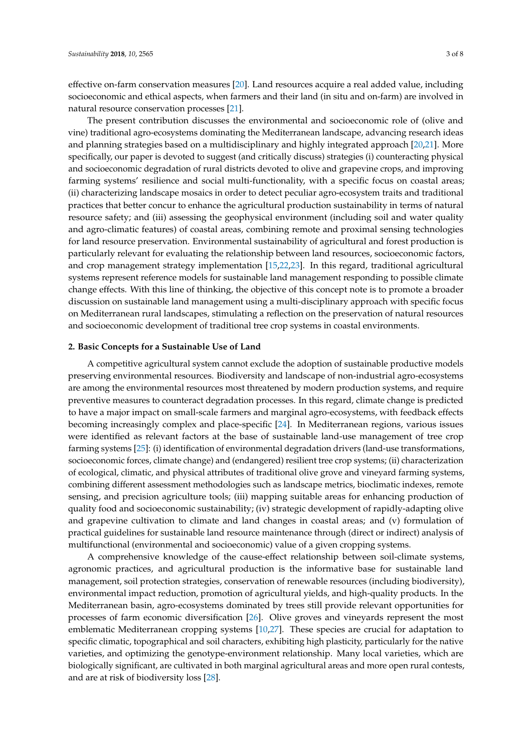effective on-farm conservation measures [20]. Land resources acquire a real added value, including socioeconomic and ethical aspects, when farmers and their land (in situ and on-farm) are involved in natural resource conservation processes [21].

The present contribution discusses the environmental and socioeconomic role of (olive and vine) traditional agro-ecosystems dominating the Mediterranean landscape, advancing research ideas and planning strategies based on a multidisciplinary and highly integrated approach [20,21]. More specifically, our paper is devoted to suggest (and critically discuss) strategies (i) counteracting physical and socioeconomic degradation of rural districts devoted to olive and grapevine crops, and improving farming systems' resilience and social multi-functionality, with a specific focus on coastal areas; (ii) characterizing landscape mosaics in order to detect peculiar agro-ecosystem traits and traditional practices that better concur to enhance the agricultural production sustainability in terms of natural resource safety; and (iii) assessing the geophysical environment (including soil and water quality and agro-climatic features) of coastal areas, combining remote and proximal sensing technologies for land resource preservation. Environmental sustainability of agricultural and forest production is particularly relevant for evaluating the relationship between land resources, socioeconomic factors, and crop management strategy implementation [15,22,23]. In this regard, traditional agricultural systems represent reference models for sustainable land management responding to possible climate change effects. With this line of thinking, the objective of this concept note is to promote a broader discussion on sustainable land management using a multi-disciplinary approach with specific focus on Mediterranean rural landscapes, stimulating a reflection on the preservation of natural resources and socioeconomic development of traditional tree crop systems in coastal environments.

## 2. Basic Concepts for a Sustainable Use of Land

A competitive agricultural system cannot exclude the adoption of sustainable productive models preserving environmental resources. Biodiversity and landscape of non-industrial agro-ecosystems are among the environmental resources most threatened by modern production systems, and require preventive measures to counteract degradation processes. In this regard, climate change is predicted to have a major impact on small-scale farmers and marginal agro-ecosystems, with feedback effects becoming increasingly complex and place-specific [24]. In Mediterranean regions, various issues were identified as relevant factors at the base of sustainable land-use management of tree crop farming systems [25]: (i) identification of environmental degradation drivers (land-use transformations, socioeconomic forces, climate change) and (endangered) resilient tree crop systems; (ii) characterization of ecological, climatic, and physical attributes of traditional olive grove and vineyard farming systems, combining different assessment methodologies such as landscape metrics, bioclimatic indexes, remote sensing, and precision agriculture tools; (iii) mapping suitable areas for enhancing production of quality food and socioeconomic sustainability; (iv) strategic development of rapidly-adapting olive and grapevine cultivation to climate and land changes in coastal areas; and (v) formulation of practical guidelines for sustainable land resource maintenance through (direct or indirect) analysis of multifunctional (environmental and socioeconomic) value of a given cropping systems.

A comprehensive knowledge of the cause-effect relationship between soil-climate systems, agronomic practices, and agricultural production is the informative base for sustainable land management, soil protection strategies, conservation of renewable resources (including biodiversity), environmental impact reduction, promotion of agricultural yields, and high-quality products. In the Mediterranean basin, agro-ecosystems dominated by trees still provide relevant opportunities for processes of farm economic diversification [26]. Olive groves and vineyards represent the most emblematic Mediterranean cropping systems [10,27]. These species are crucial for adaptation to specific climatic, topographical and soil characters, exhibiting high plasticity, particularly for the native varieties, and optimizing the genotype-environment relationship. Many local varieties, which are biologically significant, are cultivated in both marginal agricultural areas and more open rural contests, and are at risk of biodiversity loss [28].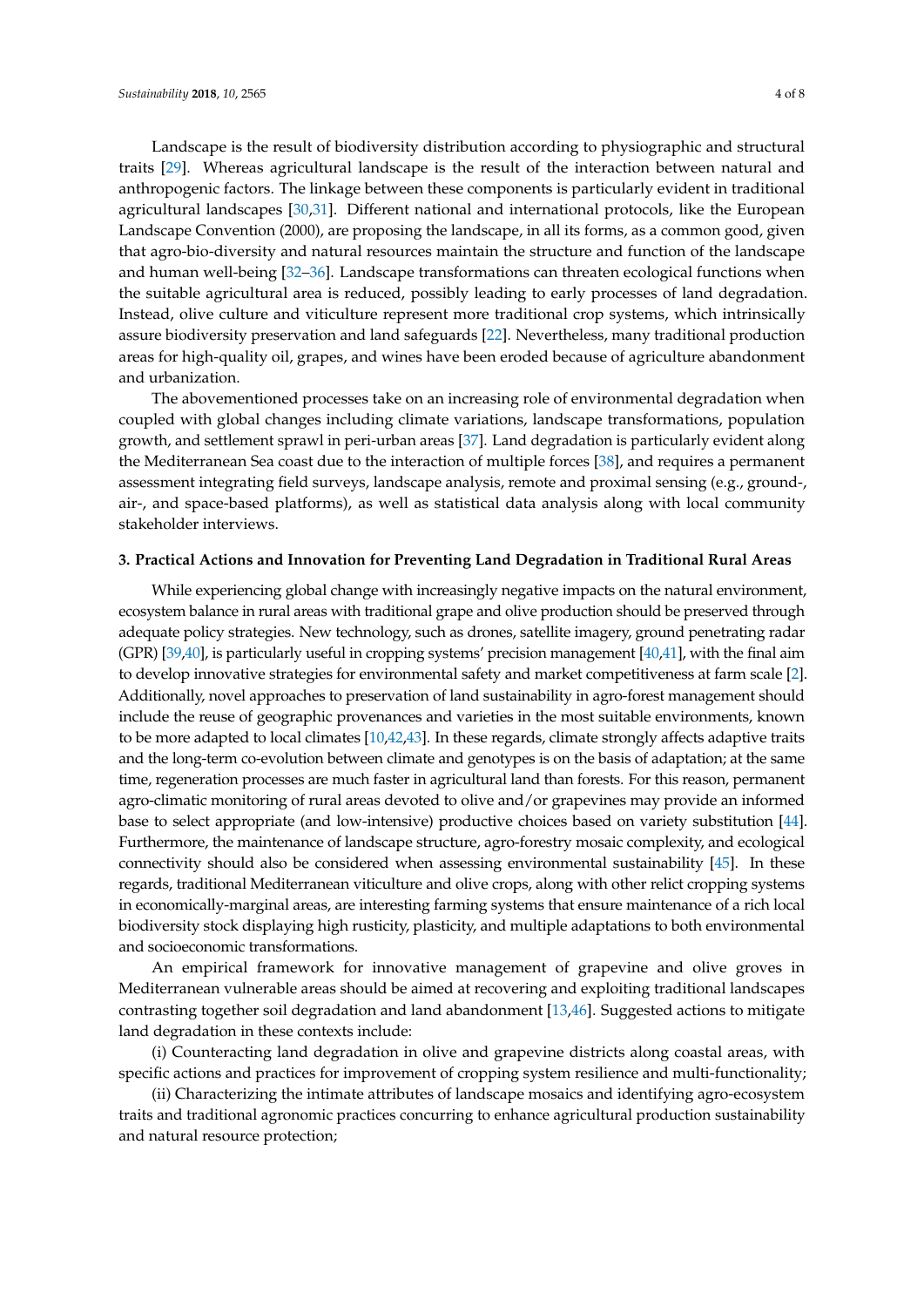Landscape is the result of biodiversity distribution according to physiographic and structural traits [29]. Whereas agricultural landscape is the result of the interaction between natural and anthropogenic factors. The linkage between these components is particularly evident in traditional agricultural landscapes [30,31]. Different national and international protocols, like the European Landscape Convention (2000), are proposing the landscape, in all its forms, as a common good, given that agro-bio-diversity and natural resources maintain the structure and function of the landscape and human well-being [32–36]. Landscape transformations can threaten ecological functions when the suitable agricultural area is reduced, possibly leading to early processes of land degradation. Instead, olive culture and viticulture represent more traditional crop systems, which intrinsically assure biodiversity preservation and land safeguards [22]. Nevertheless, many traditional production areas for high-quality oil, grapes, and wines have been eroded because of agriculture abandonment and urbanization.

The abovementioned processes take on an increasing role of environmental degradation when coupled with global changes including climate variations, landscape transformations, population growth, and settlement sprawl in peri-urban areas [37]. Land degradation is particularly evident along the Mediterranean Sea coast due to the interaction of multiple forces [38], and requires a permanent assessment integrating field surveys, landscape analysis, remote and proximal sensing (e.g., ground-, air-, and space-based platforms), as well as statistical data analysis along with local community stakeholder interviews.

### 3. Practical Actions and Innovation for Preventing Land Degradation in Traditional Rural Areas

While experiencing global change with increasingly negative impacts on the natural environment, ecosystem balance in rural areas with traditional grape and olive production should be preserved through adequate policy strategies. New technology, such as drones, satellite imagery, ground penetrating radar (GPR) [39,40], is particularly useful in cropping systems' precision management [40,41], with the final aim to develop innovative strategies for environmental safety and market competitiveness at farm scale [2]. Additionally, novel approaches to preservation of land sustainability in agro-forest management should include the reuse of geographic provenances and varieties in the most suitable environments, known to be more adapted to local climates [10,42,43]. In these regards, climate strongly affects adaptive traits and the long-term co-evolution between climate and genotypes is on the basis of adaptation; at the same time, regeneration processes are much faster in agricultural land than forests. For this reason, permanent agro-climatic monitoring of rural areas devoted to olive and/or grapevines may provide an informed base to select appropriate (and low-intensive) productive choices based on variety substitution [44]. Furthermore, the maintenance of landscape structure, agro-forestry mosaic complexity, and ecological connectivity should also be considered when assessing environmental sustainability [45]. In these regards, traditional Mediterranean viticulture and olive crops, along with other relict cropping systems in economically-marginal areas, are interesting farming systems that ensure maintenance of a rich local biodiversity stock displaying high rusticity, plasticity, and multiple adaptations to both environmental and socioeconomic transformations.

An empirical framework for innovative management of grapevine and olive groves in Mediterranean vulnerable areas should be aimed at recovering and exploiting traditional landscapes contrasting together soil degradation and land abandonment [13,46]. Suggested actions to mitigate land degradation in these contexts include:

(i) Counteracting land degradation in olive and grapevine districts along coastal areas, with specific actions and practices for improvement of cropping system resilience and multi-functionality;

(ii) Characterizing the intimate attributes of landscape mosaics and identifying agro-ecosystem traits and traditional agronomic practices concurring to enhance agricultural production sustainability and natural resource protection;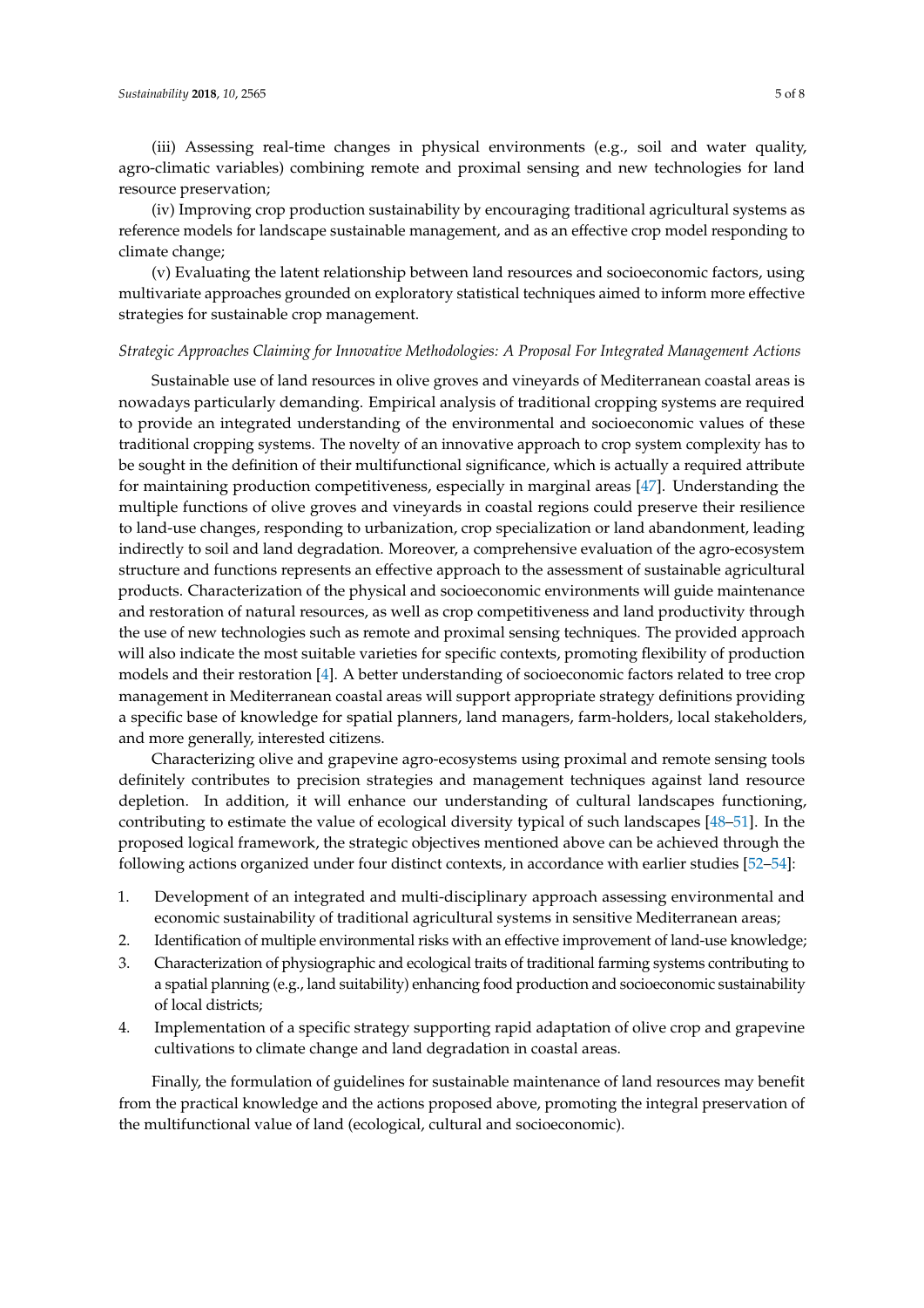(iii) Assessing real-time changes in physical environments (e.g., soil and water quality, agro-climatic variables) combining remote and proximal sensing and new technologies for land resource preservation;

(iv) Improving crop production sustainability by encouraging traditional agricultural systems as reference models for landscape sustainable management, and as an effective crop model responding to climate change;

(v) Evaluating the latent relationship between land resources and socioeconomic factors, using multivariate approaches grounded on exploratory statistical techniques aimed to inform more effective strategies for sustainable crop management.

*Strategic Approaches Claiming for Innovative Methodologies: A Proposal For Integrated Management Actions*

Sustainable use of land resources in olive groves and vineyards of Mediterranean coastal areas is nowadays particularly demanding. Empirical analysis of traditional cropping systems are required to provide an integrated understanding of the environmental and socioeconomic values of these traditional cropping systems. The novelty of an innovative approach to crop system complexity has to be sought in the definition of their multifunctional significance, which is actually a required attribute for maintaining production competitiveness, especially in marginal areas [47]. Understanding the multiple functions of olive groves and vineyards in coastal regions could preserve their resilience to land-use changes, responding to urbanization, crop specialization or land abandonment, leading indirectly to soil and land degradation. Moreover, a comprehensive evaluation of the agro-ecosystem structure and functions represents an effective approach to the assessment of sustainable agricultural products. Characterization of the physical and socioeconomic environments will guide maintenance and restoration of natural resources, as well as crop competitiveness and land productivity through the use of new technologies such as remote and proximal sensing techniques. The provided approach will also indicate the most suitable varieties for specific contexts, promoting flexibility of production models and their restoration [4]. A better understanding of socioeconomic factors related to tree crop management in Mediterranean coastal areas will support appropriate strategy definitions providing a specific base of knowledge for spatial planners, land managers, farm-holders, local stakeholders, and more generally, interested citizens.

Characterizing olive and grapevine agro-ecosystems using proximal and remote sensing tools definitely contributes to precision strategies and management techniques against land resource depletion. In addition, it will enhance our understanding of cultural landscapes functioning, contributing to estimate the value of ecological diversity typical of such landscapes [48–51]. In the proposed logical framework, the strategic objectives mentioned above can be achieved through the following actions organized under four distinct contexts, in accordance with earlier studies [52–54]:

1. Development of an integrated and multi-disciplinary approach assessing environmental and economic sustainability of traditional agricultural systems in sensitive Mediterranean areas;
2. Identification of multiple environmental risks with an effective improvement of land-use knowledge;
3. Characterization of physiographic and ecological traits of traditional farming systems contributing to a spatial planning (e.g., land suitability) enhancing food production and socioeconomic sustainability of local districts;
4. Implementation of a specific strategy supporting rapid adaptation of olive crop and grapevine cultivations to climate change and land degradation in coastal areas.

Finally, the formulation of guidelines for sustainable maintenance of land resources may benefit from the practical knowledge and the actions proposed above, promoting the integral preservation of the multifunctional value of land (ecological, cultural and socioeconomic).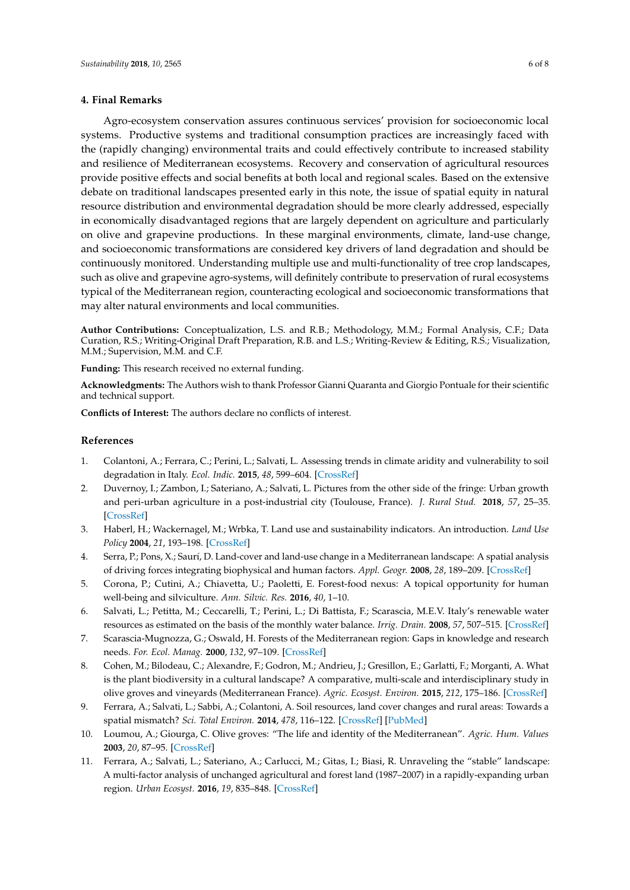## 4. Final Remarks

Agro-ecosystem conservation assures continuous services' provision for socioeconomic local systems. Productive systems and traditional consumption practices are increasingly faced with the (rapidly changing) environmental traits and could effectively contribute to increased stability and resilience of Mediterranean ecosystems. Recovery and conservation of agricultural resources provide positive effects and social benefits at both local and regional scales. Based on the extensive debate on traditional landscapes presented early in this note, the issue of spatial equity in natural resource distribution and environmental degradation should be more clearly addressed, especially in economically disadvantaged regions that are largely dependent on agriculture and particularly on olive and grapevine productions. In these marginal environments, climate, land-use change, and socioeconomic transformations are considered key drivers of land degradation and should be continuously monitored. Understanding multiple use and multi-functionality of tree crop landscapes, such as olive and grapevine agro-systems, will definitely contribute to preservation of rural ecosystems typical of the Mediterranean region, counteracting ecological and socioeconomic transformations that may alter natural environments and local communities.

**Author Contributions:** Conceptualization, L.S. and R.B.; Methodology, M.M.; Formal Analysis, C.F.; Data Curation, R.S.; Writing-Original Draft Preparation, R.B. and L.S.; Writing-Review & Editing, R.S.; Visualization, M.M.; Supervision, M.M. and C.F.

**Funding:** This research received no external funding.

**Acknowledgments:** The Authors wish to thank Professor Gianni Quaranta and Giorgio Pontuale for their scientific and technical support.

**Conflicts of Interest:** The authors declare no conflicts of interest.

## References

1. Colantoni, A.; Ferrara, C.; Perini, L.; Salvati, L. Assessing trends in climate aridity and vulnerability to soil degradation in Italy. *Ecol. Indic.* **2015**, *48*, 599–604. [CrossRef]
2. Duvernoy, I.; Zambon, I.; Sateriano, A.; Salvati, L. Pictures from the other side of the fringe: Urban growth and peri-urban agriculture in a post-industrial city (Toulouse, France). *J. Rural Stud.* **2018**, *57*, 25–35. [CrossRef]
3. Haberl, H.; Wackernagel, M.; Wrbka, T. Land use and sustainability indicators. An introduction. *Land Use Policy* **2004**, *21*, 193–198. [CrossRef]
4. Serra, P.; Pons, X.; Saurí, D. Land-cover and land-use change in a Mediterranean landscape: A spatial analysis of driving forces integrating biophysical and human factors. *Appl. Geogr.* **2008**, *28*, 189–209. [CrossRef]
5. Corona, P.; Cutini, A.; Chiavetta, U.; Paoletti, E. Forest-food nexus: A topical opportunity for human well-being and silviculture. *Ann. Silvic. Res.* **2016**, *40*, 1–10.
6. Salvati, L.; Petitta, M.; Ceccarelli, T.; Perini, L.; Di Battista, F.; Scarascia, M.E.V. Italy's renewable water resources as estimated on the basis of the monthly water balance. *Irrig. Drain.* **2008**, *57*, 507–515. [CrossRef]
7. Scarascia-Mugnozza, G.; Oswald, H. Forests of the Mediterranean region: Gaps in knowledge and research needs. *For. Ecol. Manag.* **2000**, *132*, 97–109. [CrossRef]
8. Cohen, M.; Bilodeau, C.; Alexandre, F.; Godron, M.; Andrieu, J.; Gresillon, E.; Garlatti, F.; Morganti, A. What is the plant biodiversity in a cultural landscape? A comparative, multi-scale and interdisciplinary study in olive groves and vineyards (Mediterranean France). *Agric. Ecosyst. Environ.* **2015**, *212*, 175–186. [CrossRef]
9. Ferrara, A.; Salvati, L.; Sabbi, A.; Colantoni, A. Soil resources, land cover changes and rural areas: Towards a spatial mismatch? *Sci. Total Environ.* **2014**, *478*, 116–122. [CrossRef] [PubMed]
10. Loumou, A.; Giourga, C. Olive groves: "The life and identity of the Mediterranean". *Agric. Hum. Values* **2003**, *20*, 87–95. [CrossRef]
11. Ferrara, A.; Salvati, L.; Sateriano, A.; Carlucci, M.; Gitas, I.; Biasi, R. Unraveling the "stable" landscape: A multi-factor analysis of unchanged agricultural and forest land (1987–2007) in a rapidly-expanding urban region. *Urban Ecosyst.* **2016**, *19*, 835–848. [CrossRef]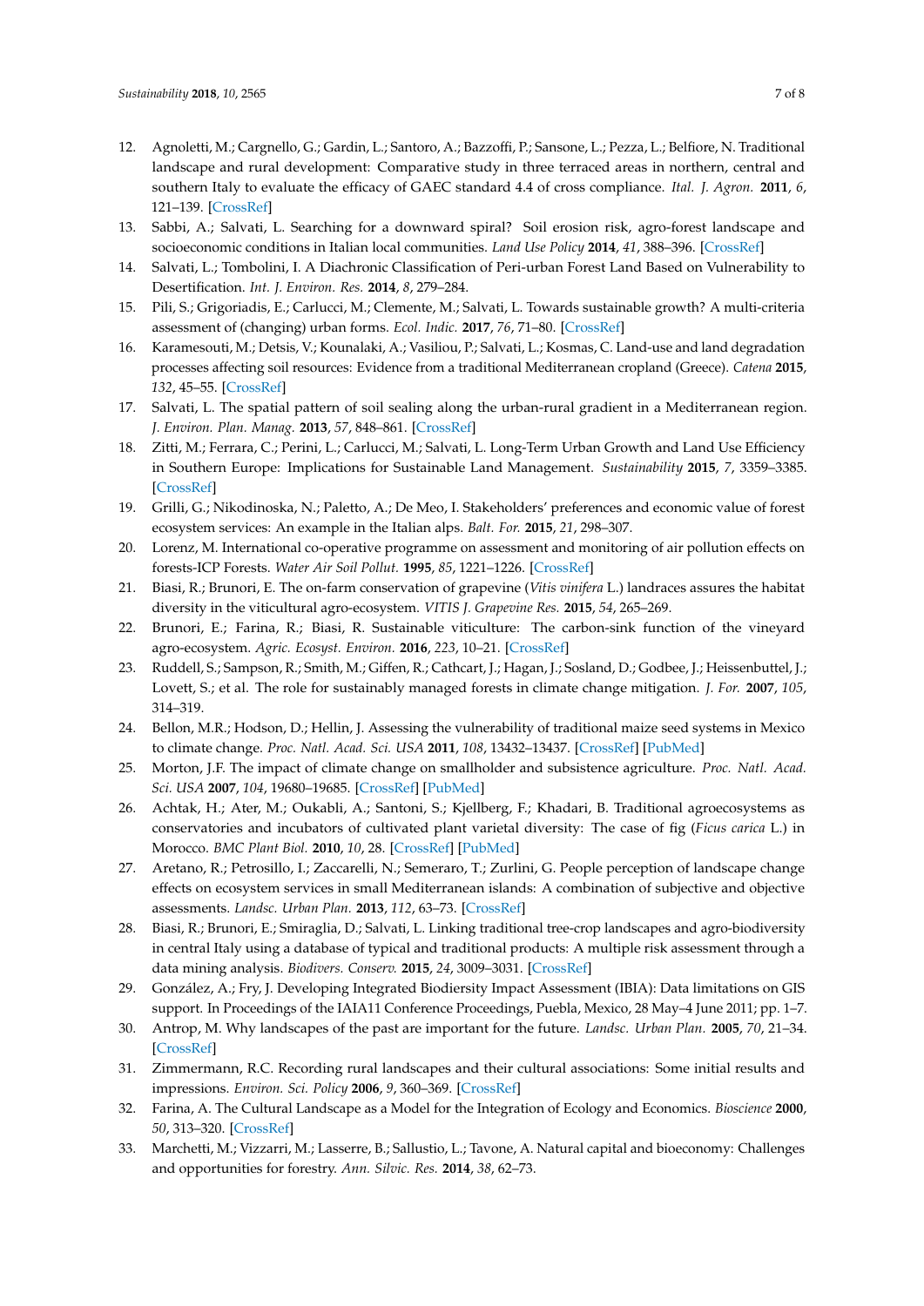12. Agnoletti, M.; Cargnello, G.; Gardin, L.; Santoro, A.; Bazzoffi, P.; Sansone, L.; Pezza, L.; Belfiore, N. Traditional landscape and rural development: Comparative study in three terraced areas in northern, central and southern Italy to evaluate the efficacy of GAEC standard 4.4 of cross compliance. *Ital. J. Agron.* **2011**, *6*, 121–139. [CrossRef]
13. Sabbi, A.; Salvati, L. Searching for a downward spiral? Soil erosion risk, agro-forest landscape and socioeconomic conditions in Italian local communities. *Land Use Policy* **2014**, *41*, 388–396. [CrossRef]
14. Salvati, L.; Tombolini, I. A Diachronic Classification of Peri-urban Forest Land Based on Vulnerability to Desertification. *Int. J. Environ. Res.* **2014**, *8*, 279–284.
15. Pili, S.; Grigoriadis, E.; Carlucci, M.; Clemente, M.; Salvati, L. Towards sustainable growth? A multi-criteria assessment of (changing) urban forms. *Ecol. Indic.* **2017**, *76*, 71–80. [CrossRef]
16. Karamesouti, M.; Detsis, V.; Kounalaki, A.; Vasiliou, P.; Salvati, L.; Kosmas, C. Land-use and land degradation processes affecting soil resources: Evidence from a traditional Mediterranean cropland (Greece). *Catena* **2015**, *132*, 45–55. [CrossRef]
17. Salvati, L. The spatial pattern of soil sealing along the urban-rural gradient in a Mediterranean region. *J. Environ. Plan. Manag.* **2013**, *57*, 848–861. [CrossRef]
18. Zitti, M.; Ferrara, C.; Perini, L.; Carlucci, M.; Salvati, L. Long-Term Urban Growth and Land Use Efficiency in Southern Europe: Implications for Sustainable Land Management. *Sustainability* **2015**, *7*, 3359–3385. [CrossRef]
19. Grilli, G.; Nikodinoska, N.; Paletto, A.; De Meo, I. Stakeholders' preferences and economic value of forest ecosystem services: An example in the Italian alps. *Balt. For.* **2015**, *21*, 298–307.
20. Lorenz, M. International co-operative programme on assessment and monitoring of air pollution effects on forests-ICP Forests. *Water Air Soil Pollut.* **1995**, *85*, 1221–1226. [CrossRef]
21. Biasi, R.; Brunori, E. The on-farm conservation of grapevine (*Vitis vinifera* L.) landraces assures the habitat diversity in the viticultural agro-ecosystem. *VITIS J. Grapevine Res.* **2015**, *54*, 265–269.
22. Brunori, E.; Farina, R.; Biasi, R. Sustainable viticulture: The carbon-sink function of the vineyard agro-ecosystem. *Agric. Ecosyst. Environ.* **2016**, *223*, 10–21. [CrossRef]
23. Ruddell, S.; Sampson, R.; Smith, M.; Giffen, R.; Cathcart, J.; Hagan, J.; Sosland, D.; Godbee, J.; Heissenbuttel, J.; Lovett, S.; et al. The role for sustainably managed forests in climate change mitigation. *J. For.* **2007**, *105*, 314–319.
24. Bellon, M.R.; Hodson, D.; Hellin, J. Assessing the vulnerability of traditional maize seed systems in Mexico to climate change. *Proc. Natl. Acad. Sci. USA* **2011**, *108*, 13432–13437. [CrossRef] [PubMed]
25. Morton, J.F. The impact of climate change on smallholder and subsistence agriculture. *Proc. Natl. Acad. Sci. USA* **2007**, *104*, 19680–19685. [CrossRef] [PubMed]
26. Achtak, H.; Ater, M.; Oukabli, A.; Santoni, S.; Kjellberg, F.; Khadari, B. Traditional agroecosystems as conservatories and incubators of cultivated plant varietal diversity: The case of fig (*Ficus carica* L.) in Morocco. *BMC Plant Biol.* **2010**, *10*, 28. [CrossRef] [PubMed]
27. Aretano, R.; Petrosillo, I.; Zaccarelli, N.; Semeraro, T.; Zurlini, G. People perception of landscape change effects on ecosystem services in small Mediterranean islands: A combination of subjective and objective assessments. *Landsc. Urban Plan.* **2013**, *112*, 63–73. [CrossRef]
28. Biasi, R.; Brunori, E.; Smiraglia, D.; Salvati, L. Linking traditional tree-crop landscapes and agro-biodiversity in central Italy using a database of typical and traditional products: A multiple risk assessment through a data mining analysis. *Biodivers. Conserv.* **2015**, *24*, 3009–3031. [CrossRef]
29. González, A.; Fry, J. Developing Integrated Biodiersity Impact Assessment (IBIA): Data limitations on GIS support. In Proceedings of the IAIA11 Conference Proceedings, Puebla, Mexico, 28 May–4 June 2011; pp. 1–7.
30. Antrop, M. Why landscapes of the past are important for the future. *Landsc. Urban Plan.* **2005**, *70*, 21–34. [CrossRef]
31. Zimmermann, R.C. Recording rural landscapes and their cultural associations: Some initial results and impressions. *Environ. Sci. Policy* **2006**, *9*, 360–369. [CrossRef]
32. Farina, A. The Cultural Landscape as a Model for the Integration of Ecology and Economics. *Bioscience* **2000**, *50*, 313–320. [CrossRef]
33. Marchetti, M.; Vizzarri, M.; Lasserre, B.; Sallustio, L.; Tavone, A. Natural capital and bioeconomy: Challenges and opportunities for forestry. *Ann. Silvic. Res.* **2014**, *38*, 62–73.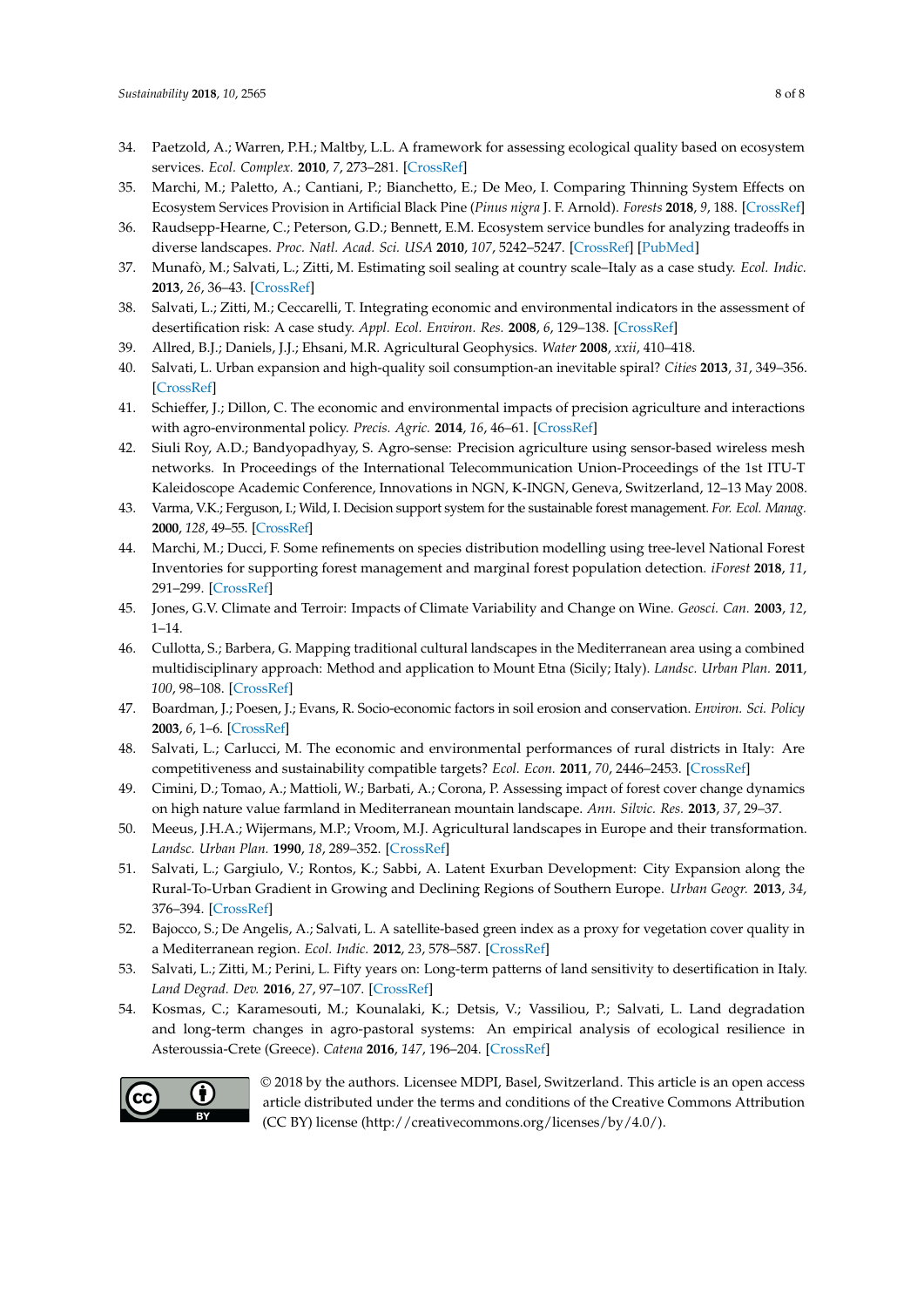34. Paetzold, A.; Warren, P.H.; Maltby, L.L. A framework for assessing ecological quality based on ecosystem services. *Ecol. Complex.* **2010**, *7*, 273–281. [CrossRef]
35. Marchi, M.; Paletto, A.; Cantiani, P.; Bianchetto, E.; De Meo, I. Comparing Thinning System Effects on Ecosystem Services Provision in Artificial Black Pine (*Pinus nigra* J. F. Arnold). *Forests* **2018**, *9*, 188. [CrossRef]
36. Raudsepp-Hearne, C.; Peterson, G.D.; Bennett, E.M. Ecosystem service bundles for analyzing tradeoffs in diverse landscapes. *Proc. Natl. Acad. Sci. USA* **2010**, *107*, 5242–5247. [CrossRef] [PubMed]
37. Munafò, M.; Salvati, L.; Zitti, M. Estimating soil sealing at country scale–Italy as a case study. *Ecol. Indic.* **2013**, *26*, 36–43. [CrossRef]
38. Salvati, L.; Zitti, M.; Ceccarelli, T. Integrating economic and environmental indicators in the assessment of desertification risk: A case study. *Appl. Ecol. Environ. Res.* **2008**, *6*, 129–138. [CrossRef]
39. Allred, B.J.; Daniels, J.J.; Ehsani, M.R. Agricultural Geophysics. *Water* **2008**, *xxii*, 410–418.
40. Salvati, L. Urban expansion and high-quality soil consumption-an inevitable spiral? *Cities* **2013**, *31*, 349–356. [CrossRef]
41. Schieffer, J.; Dillon, C. The economic and environmental impacts of precision agriculture and interactions with agro-environmental policy. *Precis. Agric.* **2014**, *16*, 46–61. [CrossRef]
42. Siuli Roy, A.D.; Bandyopadhyay, S. Agro-sense: Precision agriculture using sensor-based wireless mesh networks. In Proceedings of the International Telecommunication Union-Proceedings of the 1st ITU-T Kaleidoscope Academic Conference, Innovations in NGN, K-INGN, Geneva, Switzerland, 12–13 May 2008.
43. Varma, V.K.; Ferguson, I.; Wild, I. Decision support system for the sustainable forest management. *For. Ecol. Manag.* **2000**, *128*, 49–55. [CrossRef]
44. Marchi, M.; Ducci, F. Some refinements on species distribution modelling using tree-level National Forest Inventories for supporting forest management and marginal forest population detection. *iForest* **2018**, *11*, 291–299. [CrossRef]
45. Jones, G.V. Climate and Terroir: Impacts of Climate Variability and Change on Wine. *Geosci. Can.* **2003**, *12*, 1–14.
46. Cullotta, S.; Barbera, G. Mapping traditional cultural landscapes in the Mediterranean area using a combined multidisciplinary approach: Method and application to Mount Etna (Sicily; Italy). *Landsc. Urban Plan.* **2011**, *100*, 98–108. [CrossRef]
47. Boardman, J.; Poesen, J.; Evans, R. Socio-economic factors in soil erosion and conservation. *Environ. Sci. Policy* **2003**, *6*, 1–6. [CrossRef]
48. Salvati, L.; Carlucci, M. The economic and environmental performances of rural districts in Italy: Are competitiveness and sustainability compatible targets? *Ecol. Econ.* **2011**, *70*, 2446–2453. [CrossRef]
49. Cimini, D.; Tomao, A.; Mattioli, W.; Barbati, A.; Corona, P. Assessing impact of forest cover change dynamics on high nature value farmland in Mediterranean mountain landscape. *Ann. Silvic. Res.* **2013**, *37*, 29–37.
50. Meeus, J.H.A.; Wijermans, M.P.; Vroom, M.J. Agricultural landscapes in Europe and their transformation. *Landsc. Urban Plan.* **1990**, *18*, 289–352. [CrossRef]
51. Salvati, L.; Gargiulo, V.; Rontos, K.; Sabbi, A. Latent Exurban Development: City Expansion along the Rural-To-Urban Gradient in Growing and Declining Regions of Southern Europe. *Urban Geogr.* **2013**, *34*, 376–394. [CrossRef]
52. Bajocco, S.; De Angelis, A.; Salvati, L. A satellite-based green index as a proxy for vegetation cover quality in a Mediterranean region. *Ecol. Indic.* **2012**, *23*, 578–587. [CrossRef]
53. Salvati, L.; Zitti, M.; Perini, L. Fifty years on: Long-term patterns of land sensitivity to desertification in Italy. *Land Degrad. Dev.* **2016**, *27*, 97–107. [CrossRef]
54. Kosmas, C.; Karamesouti, M.; Kounalaki, K.; Detsis, V.; Vassiliou, P.; Salvati, L. Land degradation and long-term changes in agro-pastoral systems: An empirical analysis of ecological resilience in Asteroussia-Crete (Greece). *Catena* **2016**, *147*, 196–204. [CrossRef]

© 2018 by the authors. Licensee MDPI, Basel, Switzerland. This article is an open access article distributed under the terms and conditions of the Creative Commons Attribution (CC BY) license (http://creativecommons.org/licenses/by/4.0/).